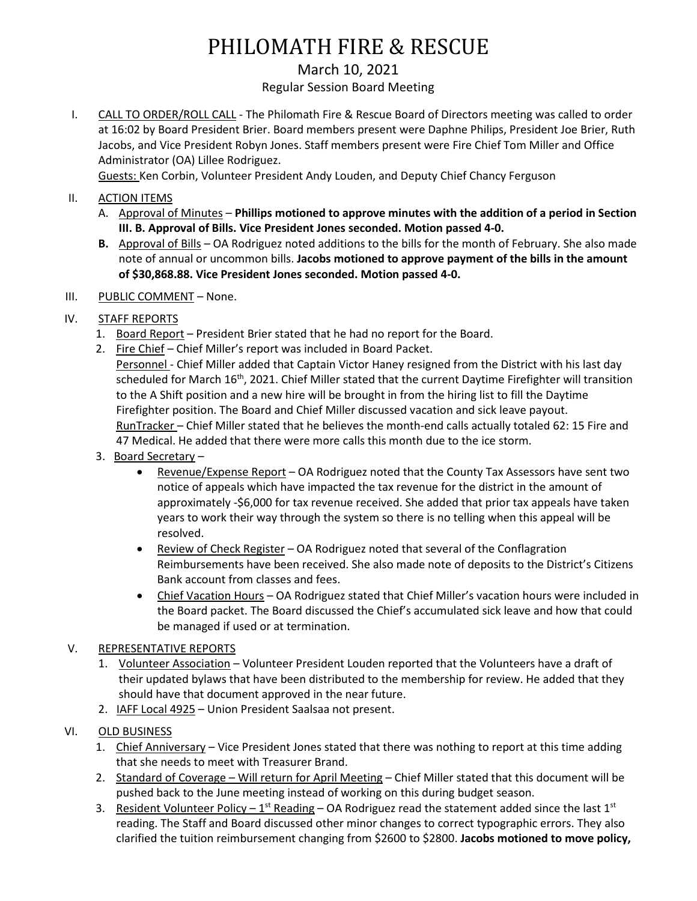# PHILOMATH FIRE & RESCUE

## March 10, 2021

### Regular Session Board Meeting

I. CALL TO ORDER/ROLL CALL - The Philomath Fire & Rescue Board of Directors meeting was called to order at 16:02 by Board President Brier. Board members present were Daphne Philips, President Joe Brier, Ruth Jacobs, and Vice President Robyn Jones. Staff members present were Fire Chief Tom Miller and Office Administrator (OA) Lillee Rodriguez.

Guests: Ken Corbin, Volunteer President Andy Louden, and Deputy Chief Chancy Ferguson

II. ACTION ITEMS

A. Approval of Minutes – **Phillips motioned to approve minutes with the addition of a period in Section III. B. Approval of Bills. Vice President Jones seconded. Motion passed 4-0.**

**B.** Approval of Bills – OA Rodriguez noted additions to the bills for the month of February. She also made note of annual or uncommon bills. **Jacobs motioned to approve payment of the bills in the amount of $30,868.88. Vice President Jones seconded. Motion passed 4-0.**

III. PUBLIC COMMENT – None.

IV. STAFF REPORTS

1. Board Report – President Brier stated that he had no report for the Board.
2. Fire Chief – Chief Miller's report was included in Board Packet.

   Personnel - Chief Miller added that Captain Victor Haney resigned from the District with his last day scheduled for March 16th, 2021. Chief Miller stated that the current Daytime Firefighter will transition to the A Shift position and a new hire will be brought in from the hiring list to fill the Daytime Firefighter position. The Board and Chief Miller discussed vacation and sick leave payout.

   RunTracker – Chief Miller stated that he believes the month-end calls actually totaled 62: 15 Fire and 47 Medical. He added that there were more calls this month due to the ice storm.
3. Board Secretary –
   - Revenue/Expense Report – OA Rodriguez noted that the County Tax Assessors have sent two notice of appeals which have impacted the tax revenue for the district in the amount of approximately -$6,000 for tax revenue received. She added that prior tax appeals have taken years to work their way through the system so there is no telling when this appeal will be resolved.
   - Review of Check Register – OA Rodriguez noted that several of the Conflagration Reimbursements have been received. She also made note of deposits to the District's Citizens Bank account from classes and fees.
   - Chief Vacation Hours – OA Rodriguez stated that Chief Miller's vacation hours were included in the Board packet. The Board discussed the Chief's accumulated sick leave and how that could be managed if used or at termination.

V. REPRESENTATIVE REPORTS

1. Volunteer Association – Volunteer President Louden reported that the Volunteers have a draft of their updated bylaws that have been distributed to the membership for review. He added that they should have that document approved in the near future.
2. IAFF Local 4925 – Union President Saalsaa not present.

VI. OLD BUSINESS

1. Chief Anniversary – Vice President Jones stated that there was nothing to report at this time adding that she needs to meet with Treasurer Brand.
2. Standard of Coverage – Will return for April Meeting – Chief Miller stated that this document will be pushed back to the June meeting instead of working on this during budget season.
3. Resident Volunteer Policy – 1st Reading – OA Rodriguez read the statement added since the last 1st reading. The Staff and Board discussed other minor changes to correct typographic errors. They also clarified the tuition reimbursement changing from $2600 to $2800. **Jacobs motioned to move policy,**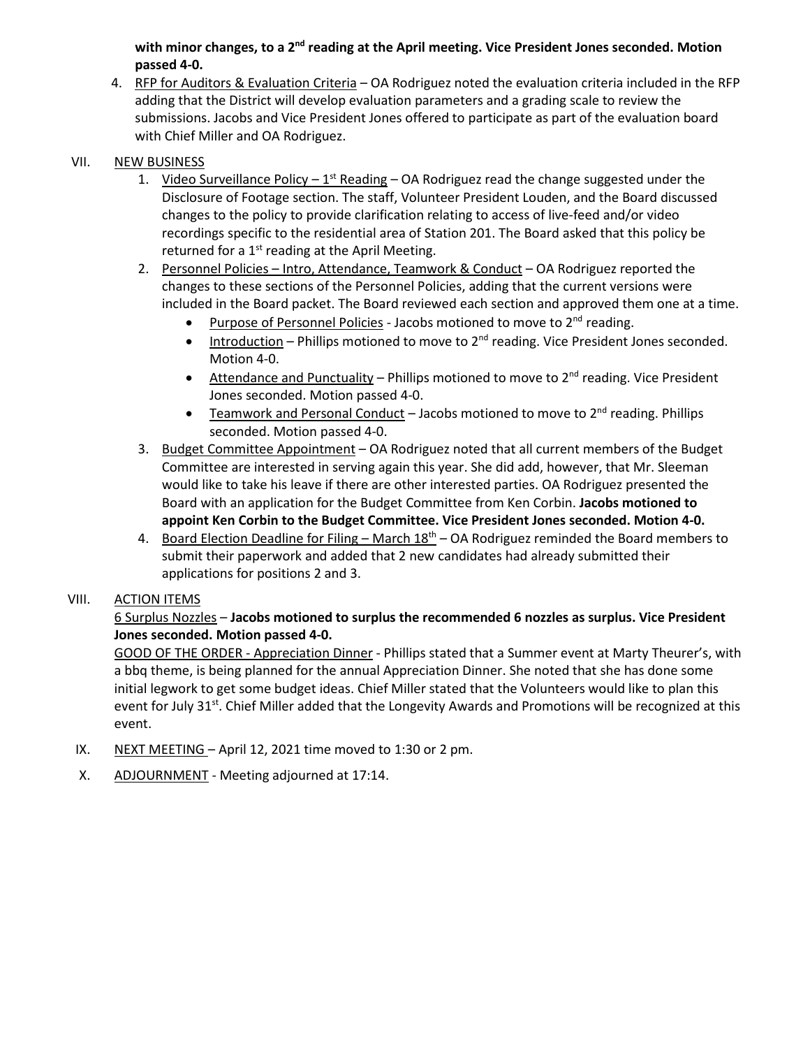**with minor changes, to a 2nd reading at the April meeting. Vice President Jones seconded. Motion passed 4-0.**

4. RFP for Auditors & Evaluation Criteria – OA Rodriguez noted the evaluation criteria included in the RFP adding that the District will develop evaluation parameters and a grading scale to review the submissions. Jacobs and Vice President Jones offered to participate as part of the evaluation board with Chief Miller and OA Rodriguez.

VII. NEW BUSINESS

1. Video Surveillance Policy – 1st Reading – OA Rodriguez read the change suggested under the Disclosure of Footage section. The staff, Volunteer President Louden, and the Board discussed changes to the policy to provide clarification relating to access of live-feed and/or video recordings specific to the residential area of Station 201. The Board asked that this policy be returned for a 1st reading at the April Meeting.
2. Personnel Policies – Intro, Attendance, Teamwork & Conduct – OA Rodriguez reported the changes to these sections of the Personnel Policies, adding that the current versions were included in the Board packet. The Board reviewed each section and approved them one at a time.
   - Purpose of Personnel Policies - Jacobs motioned to move to 2nd reading.
   - Introduction – Phillips motioned to move to 2nd reading. Vice President Jones seconded. Motion 4-0.
   - Attendance and Punctuality – Phillips motioned to move to 2nd reading. Vice President Jones seconded. Motion passed 4-0.
   - Teamwork and Personal Conduct – Jacobs motioned to move to 2nd reading. Phillips seconded. Motion passed 4-0.
3. Budget Committee Appointment – OA Rodriguez noted that all current members of the Budget Committee are interested in serving again this year. She did add, however, that Mr. Sleeman would like to take his leave if there are other interested parties. OA Rodriguez presented the Board with an application for the Budget Committee from Ken Corbin. **Jacobs motioned to appoint Ken Corbin to the Budget Committee. Vice President Jones seconded. Motion 4-0.**
4. Board Election Deadline for Filing – March 18th – OA Rodriguez reminded the Board members to submit their paperwork and added that 2 new candidates had already submitted their applications for positions 2 and 3.

VIII. ACTION ITEMS

6 Surplus Nozzles – **Jacobs motioned to surplus the recommended 6 nozzles as surplus. Vice President Jones seconded. Motion passed 4-0.**

GOOD OF THE ORDER - Appreciation Dinner - Phillips stated that a Summer event at Marty Theurer's, with a bbq theme, is being planned for the annual Appreciation Dinner. She noted that she has done some initial legwork to get some budget ideas. Chief Miller stated that the Volunteers would like to plan this event for July 31st. Chief Miller added that the Longevity Awards and Promotions will be recognized at this event.

IX. NEXT MEETING – April 12, 2021 time moved to 1:30 or 2 pm.

X. ADJOURNMENT - Meeting adjourned at 17:14.